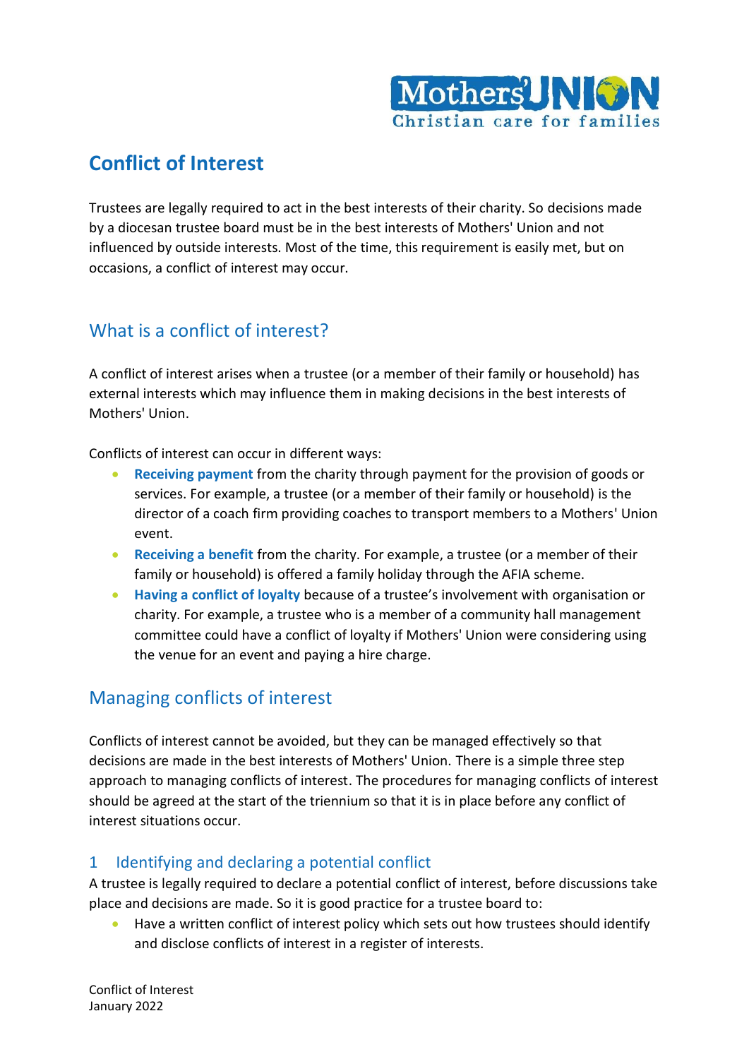# Conflict of Interest

Trustees are legally required to act in the best interests of their charity. So decisions made by a diocesan trustee board must be in the best interests of Mothers' Union and not influenced by outside interests. Most of the time, this requirement is easily met, but on occasions, a conflict of interest may occur.

## What is a conflict of interest?

A conflict of interest arises when a trustee (or a member of their family or household) has external interests which may influence them in making decisions in the best interests of Mothers' Union.

Conflicts of interest can occur in different ways:

- **Receiving payment** from the charity through payment for the provision of goods or services. For example, a trustee (or a member of their family or household) is the director of a coach firm providing coaches to transport members to a Mothers' Union event.
- **Receiving a benefit** from the charity. For example, a trustee (or a member of their family or household) is offered a family holiday through the AFIA scheme.
- **Having a conflict of loyalty** because of a trustee's involvement with organisation or charity. For example, a trustee who is a member of a community hall management committee could have a conflict of loyalty if Mothers' Union were considering using the venue for an event and paying a hire charge.

## Managing conflicts of interest

Conflicts of interest cannot be avoided, but they can be managed effectively so that decisions are made in the best interests of Mothers' Union. There is a simple three step approach to managing conflicts of interest. The procedures for managing conflicts of interest should be agreed at the start of the triennium so that it is in place before any conflict of interest situations occur.

### 1 Identifying and declaring a potential conflict

A trustee is legally required to declare a potential conflict of interest, before discussions take place and decisions are made. So it is good practice for a trustee board to:

- Have a written conflict of interest policy which sets out how trustees should identify and disclose conflicts of interest in a register of interests.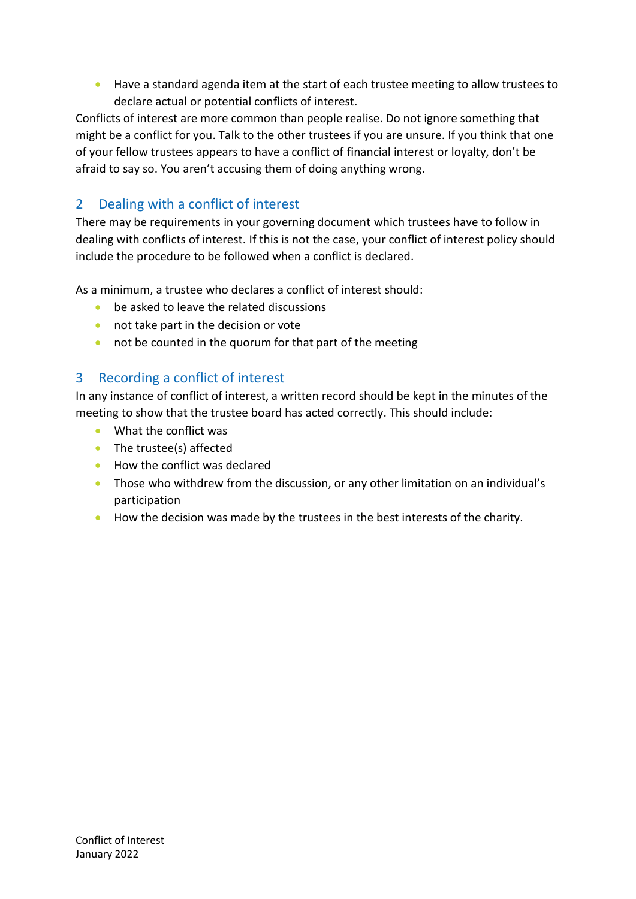- Have a standard agenda item at the start of each trustee meeting to allow trustees to declare actual or potential conflicts of interest.

Conflicts of interest are more common than people realise. Do not ignore something that might be a conflict for you. Talk to the other trustees if you are unsure. If you think that one of your fellow trustees appears to have a conflict of financial interest or loyalty, don't be afraid to say so. You aren't accusing them of doing anything wrong.

## 2 Dealing with a conflict of interest

There may be requirements in your governing document which trustees have to follow in dealing with conflicts of interest. If this is not the case, your conflict of interest policy should include the procedure to be followed when a conflict is declared.

As a minimum, a trustee who declares a conflict of interest should:

- be asked to leave the related discussions
- not take part in the decision or vote
- not be counted in the quorum for that part of the meeting

## 3 Recording a conflict of interest

In any instance of conflict of interest, a written record should be kept in the minutes of the meeting to show that the trustee board has acted correctly. This should include:

- What the conflict was
- The trustee(s) affected
- How the conflict was declared
- Those who withdrew from the discussion, or any other limitation on an individual's participation
- How the decision was made by the trustees in the best interests of the charity.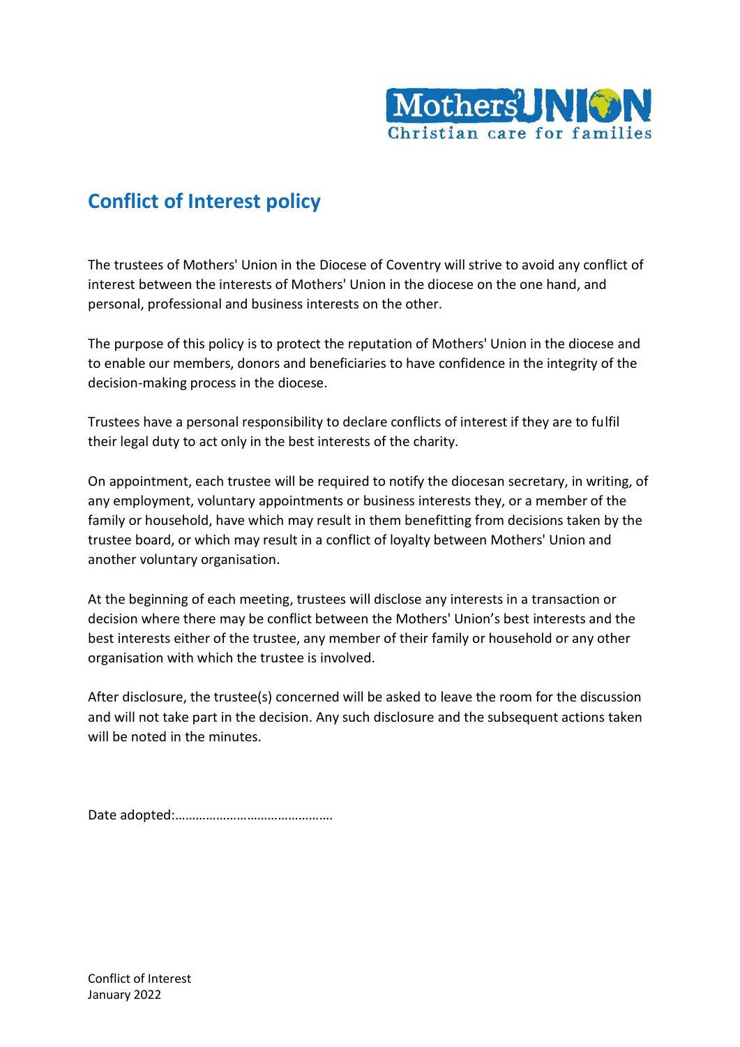# Conflict of Interest policy

The trustees of Mothers' Union in the Diocese of Coventry will strive to avoid any conflict of interest between the interests of Mothers' Union in the diocese on the one hand, and personal, professional and business interests on the other.

The purpose of this policy is to protect the reputation of Mothers' Union in the diocese and to enable our members, donors and beneficiaries to have confidence in the integrity of the decision-making process in the diocese.

Trustees have a personal responsibility to declare conflicts of interest if they are to fulfil their legal duty to act only in the best interests of the charity.

On appointment, each trustee will be required to notify the diocesan secretary, in writing, of any employment, voluntary appointments or business interests they, or a member of the family or household, have which may result in them benefitting from decisions taken by the trustee board, or which may result in a conflict of loyalty between Mothers' Union and another voluntary organisation.

At the beginning of each meeting, trustees will disclose any interests in a transaction or decision where there may be conflict between the Mothers' Union's best interests and the best interests either of the trustee, any member of their family or household or any other organisation with which the trustee is involved.

After disclosure, the trustee(s) concerned will be asked to leave the room for the discussion and will not take part in the decision. Any such disclosure and the subsequent actions taken will be noted in the minutes.

Date adopted:……………………………………….

Conflict of Interest
January 2022